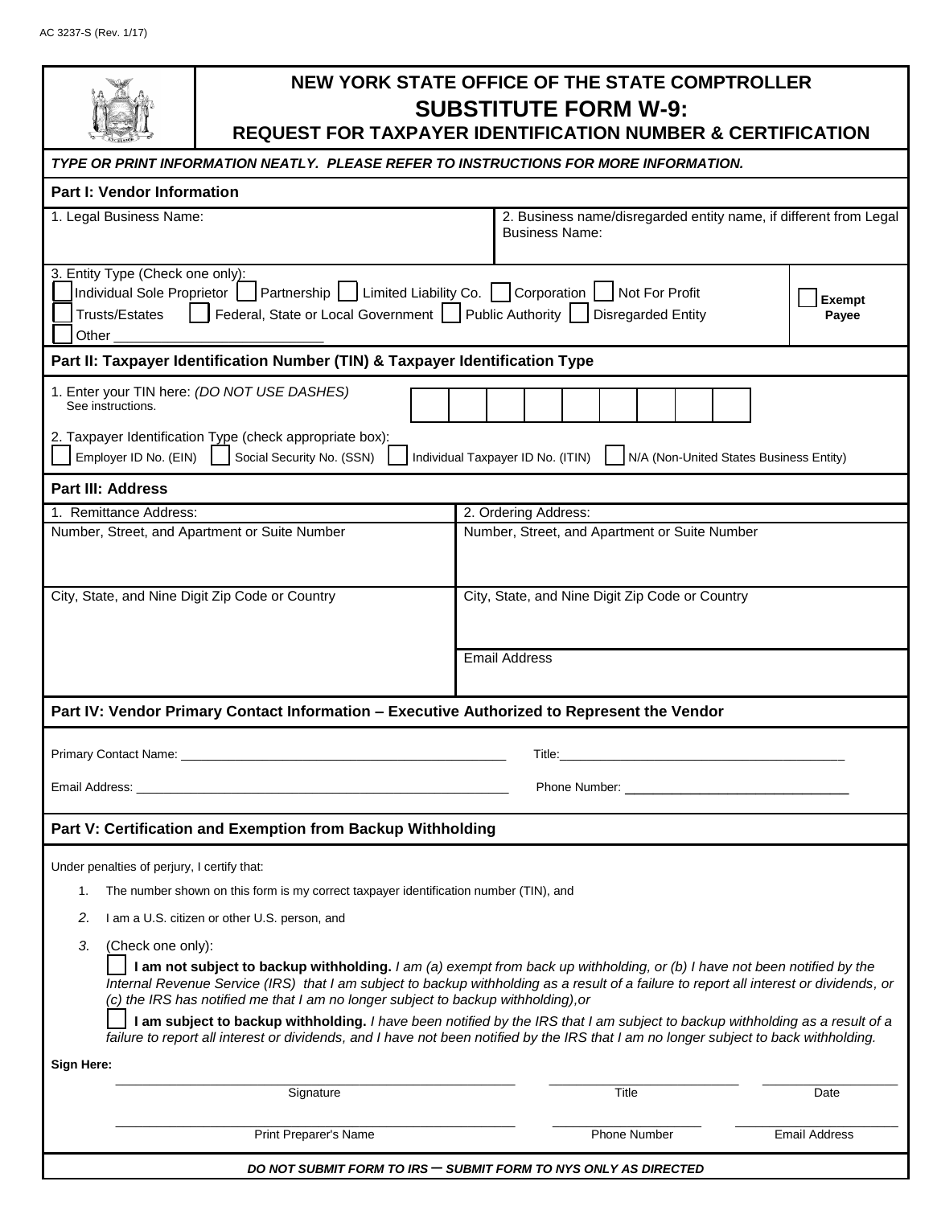AC 3237-S (Rev. 1/17)

# NEW YORK STATE OFFICE OF THE STATE COMPTROLLER
# SUBSTITUTE FORM W-9:
## REQUEST FOR TAXPAYER IDENTIFICATION NUMBER & CERTIFICATION

*TYPE OR PRINT INFORMATION NEATLY. PLEASE REFER TO INSTRUCTIONS FOR MORE INFORMATION.*

### Part I: Vendor Information

| 1. Legal Business Name: | 2. Business name/disregarded entity name, if different from Legal Business Name: |
|---|---|
| | |

3. Entity Type (Check one only):

☐ Individual Sole Proprietor ☐ Partnership ☐ Limited Liability Co. ☐ Corporation ☐ Not For Profit
☐ Trusts/Estates ☐ Federal, State or Local Government ☐ Public Authority ☐ Disregarded Entity
☐ Other ___________________________

☐ **Exempt Payee**

### Part II: Taxpayer Identification Number (TIN) & Taxpayer Identification Type

1. Enter your TIN here: *(DO NOT USE DASHES)*
See instructions.

| | | | | | | | | |
|---|---|---|---|---|---|---|---|---|

2. Taxpayer Identification Type (check appropriate box):

☐ Employer ID No. (EIN) ☐ Social Security No. (SSN) ☐ Individual Taxpayer ID No. (ITIN) ☐ N/A (Non-United States Business Entity)

### Part III: Address

| 1. Remittance Address: | 2. Ordering Address: |
|---|---|
| Number, Street, and Apartment or Suite Number | Number, Street, and Apartment or Suite Number |
| City, State, and Nine Digit Zip Code or Country | City, State, and Nine Digit Zip Code or Country |
| | Email Address |

### Part IV: Vendor Primary Contact Information – Executive Authorized to Represent the Vendor

Primary Contact Name: _______________________________________________ Title:_________________________________________

Email Address: _______________________________________________________ Phone Number: ________________________________

### Part V: Certification and Exemption from Backup Withholding

Under penalties of perjury, I certify that:

1. The number shown on this form is my correct taxpayer identification number (TIN), and
2. I am a U.S. citizen or other U.S. person, and
3. (Check one only):

   ☐ **I am not subject to backup withholding.** *I am (a) exempt from back up withholding, or (b) I have not been notified by the Internal Revenue Service (IRS) that I am subject to backup withholding as a result of a failure to report all interest or dividends, or (c) the IRS has notified me that I am no longer subject to backup withholding),or*

   ☐ **I am subject to backup withholding.** *I have been notified by the IRS that I am subject to backup withholding as a result of a failure to report all interest or dividends, and I have not been notified by the IRS that I am no longer subject to back withholding.*

**Sign Here:**

| _______________________ | _______________________ | _______________________ |
|---|---|---|
| Signature | Title | Date |
| Print Preparer's Name | Phone Number | Email Address |

***DO NOT SUBMIT FORM TO IRS – SUBMIT FORM TO NYS ONLY AS DIRECTED***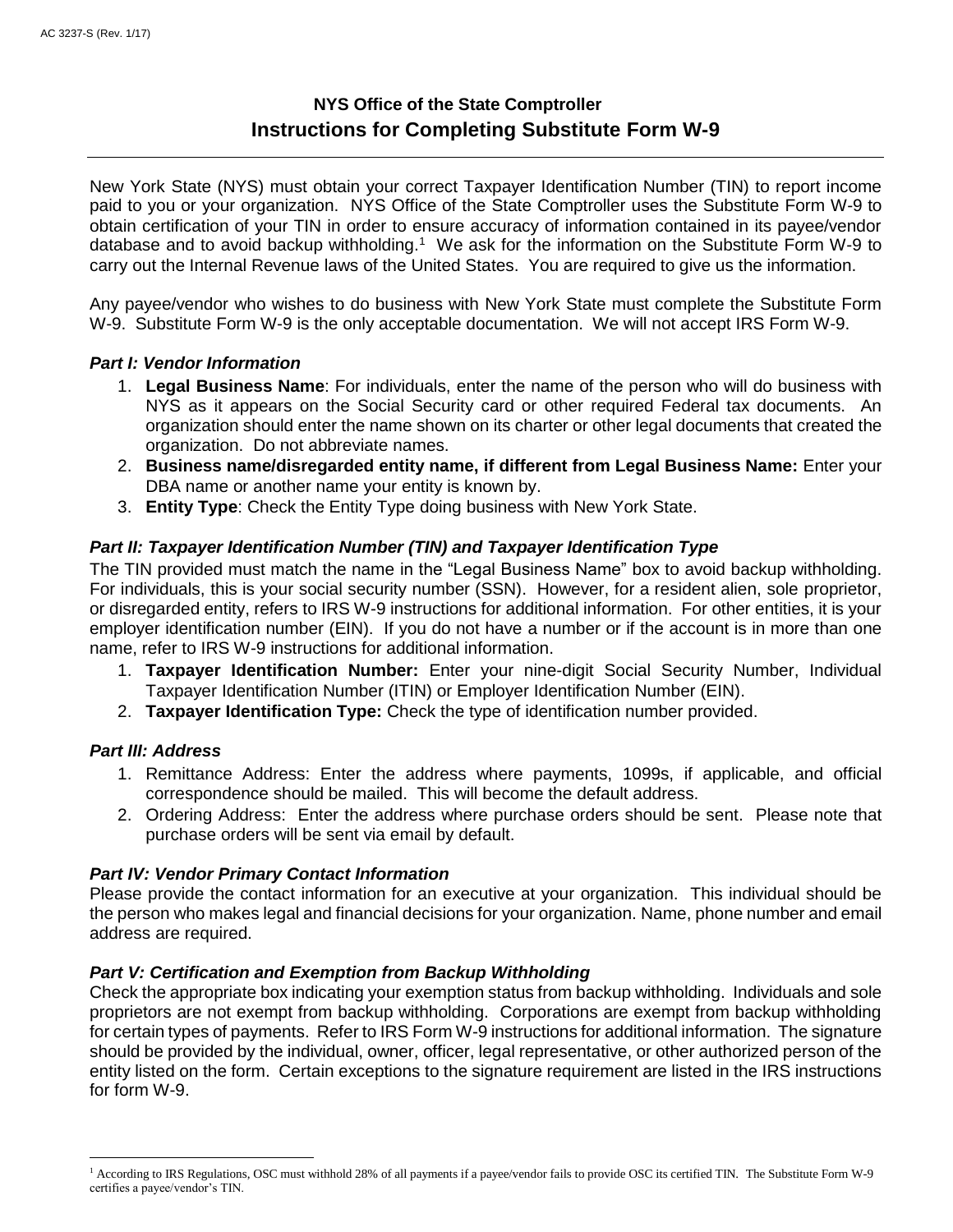# NYS Office of the State Comptroller

## Instructions for Completing Substitute Form W-9

New York State (NYS) must obtain your correct Taxpayer Identification Number (TIN) to report income paid to you or your organization. NYS Office of the State Comptroller uses the Substitute Form W-9 to obtain certification of your TIN in order to ensure accuracy of information contained in its payee/vendor database and to avoid backup withholding.[1] We ask for the information on the Substitute Form W-9 to carry out the Internal Revenue laws of the United States. You are required to give us the information.

Any payee/vendor who wishes to do business with New York State must complete the Substitute Form W-9. Substitute Form W-9 is the only acceptable documentation. We will not accept IRS Form W-9.

### *Part I: Vendor Information*

1. **Legal Business Name**: For individuals, enter the name of the person who will do business with NYS as it appears on the Social Security card or other required Federal tax documents. An organization should enter the name shown on its charter or other legal documents that created the organization. Do not abbreviate names.
2. **Business name/disregarded entity name, if different from Legal Business Name:** Enter your DBA name or another name your entity is known by.
3. **Entity Type**: Check the Entity Type doing business with New York State.

### *Part II: Taxpayer Identification Number (TIN) and Taxpayer Identification Type*

The TIN provided must match the name in the "Legal Business Name" box to avoid backup withholding. For individuals, this is your social security number (SSN). However, for a resident alien, sole proprietor, or disregarded entity, refers to IRS W-9 instructions for additional information. For other entities, it is your employer identification number (EIN). If you do not have a number or if the account is in more than one name, refer to IRS W-9 instructions for additional information.

1. **Taxpayer Identification Number:** Enter your nine-digit Social Security Number, Individual Taxpayer Identification Number (ITIN) or Employer Identification Number (EIN).
2. **Taxpayer Identification Type:** Check the type of identification number provided.

### *Part III: Address*

1. Remittance Address: Enter the address where payments, 1099s, if applicable, and official correspondence should be mailed. This will become the default address.
2. Ordering Address: Enter the address where purchase orders should be sent. Please note that purchase orders will be sent via email by default.

### *Part IV: Vendor Primary Contact Information*

Please provide the contact information for an executive at your organization. This individual should be the person who makes legal and financial decisions for your organization. Name, phone number and email address are required.

### *Part V: Certification and Exemption from Backup Withholding*

Check the appropriate box indicating your exemption status from backup withholding. Individuals and sole proprietors are not exempt from backup withholding. Corporations are exempt from backup withholding for certain types of payments. Refer to IRS Form W-9 instructions for additional information. The signature should be provided by the individual, owner, officer, legal representative, or other authorized person of the entity listed on the form. Certain exceptions to the signature requirement are listed in the IRS instructions for form W-9.

---

[1] According to IRS Regulations, OSC must withhold 28% of all payments if a payee/vendor fails to provide OSC its certified TIN. The Substitute Form W-9 certifies a payee/vendor's TIN.